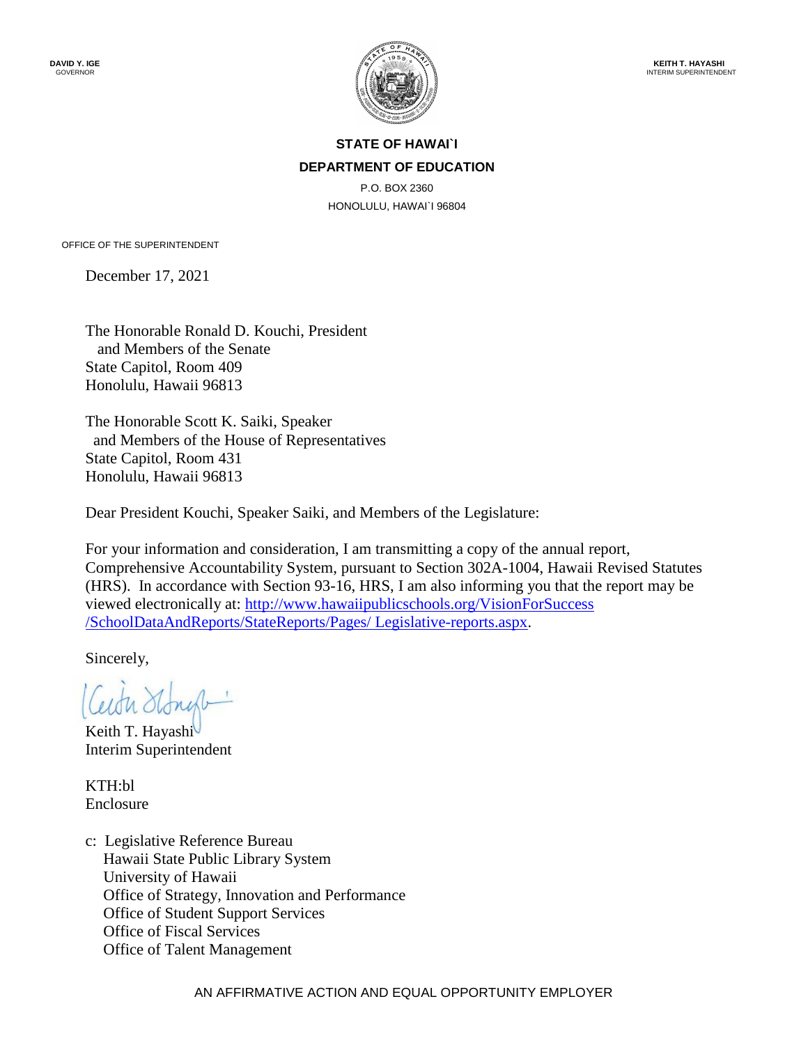**DAVID Y. IGE**
GOVERNOR

**KEITH T. HAYASHI**
INTERIM SUPERINTENDENT

**STATE OF HAWAI`I**
**DEPARTMENT OF EDUCATION**
P.O. BOX 2360
HONOLULU, HAWAI`I 96804

OFFICE OF THE SUPERINTENDENT

December 17, 2021

The Honorable Ronald D. Kouchi, President
and Members of the Senate
State Capitol, Room 409
Honolulu, Hawaii 96813

The Honorable Scott K. Saiki, Speaker
and Members of the House of Representatives
State Capitol, Room 431
Honolulu, Hawaii 96813

Dear President Kouchi, Speaker Saiki, and Members of the Legislature:

For your information and consideration, I am transmitting a copy of the annual report, Comprehensive Accountability System, pursuant to Section 302A-1004, Hawaii Revised Statutes (HRS). In accordance with Section 93-16, HRS, I am also informing you that the report may be viewed electronically at: [http://www.hawaiipublicschools.org/VisionForSuccess/SchoolDataAndReports/StateReports/Pages/ Legislative-reports.aspx](http://www.hawaiipublicschools.org/VisionForSuccess/SchoolDataAndReports/StateReports/Pages/Legislative-reports.aspx).

Sincerely,

Keith T. Hayashi
Interim Superintendent

KTH:bl
Enclosure

c: Legislative Reference Bureau
Hawaii State Public Library System
University of Hawaii
Office of Strategy, Innovation and Performance
Office of Student Support Services
Office of Fiscal Services
Office of Talent Management

AN AFFIRMATIVE ACTION AND EQUAL OPPORTUNITY EMPLOYER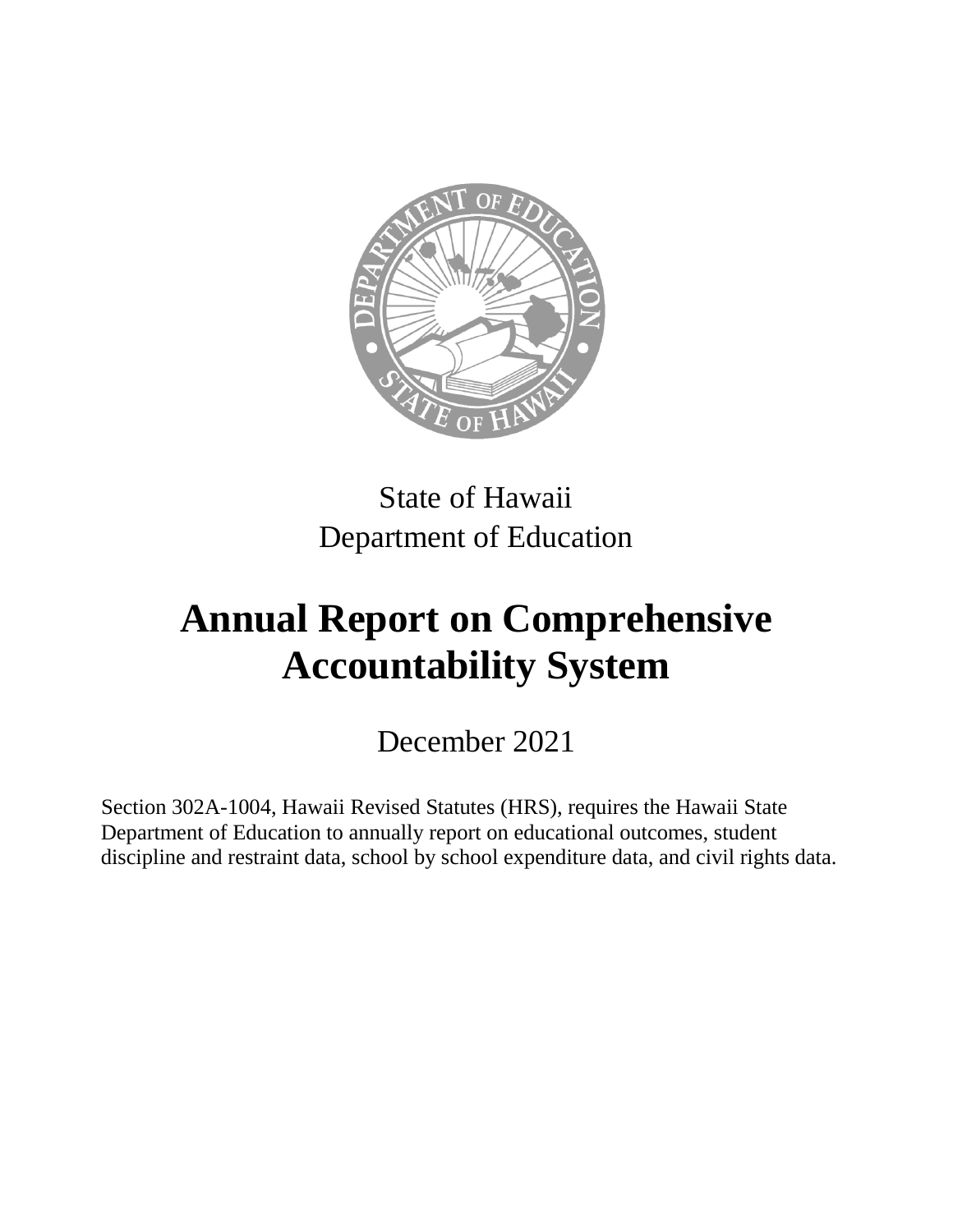State of Hawaii
Department of Education

# Annual Report on Comprehensive Accountability System

December 2021

Section 302A-1004, Hawaii Revised Statutes (HRS), requires the Hawaii State Department of Education to annually report on educational outcomes, student discipline and restraint data, school by school expenditure data, and civil rights data.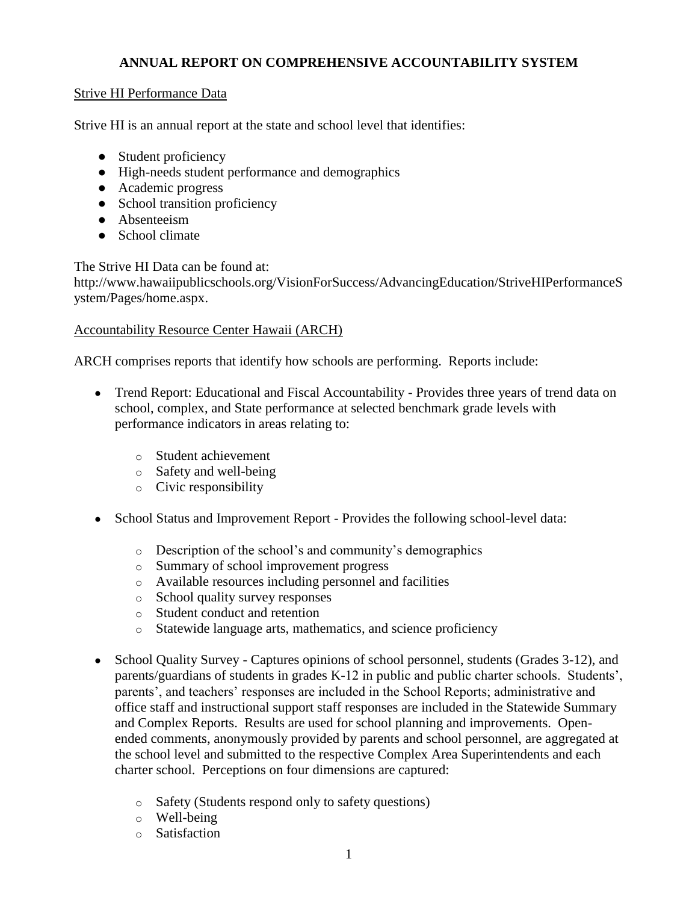# ANNUAL REPORT ON COMPREHENSIVE ACCOUNTABILITY SYSTEM

## Strive HI Performance Data

Strive HI is an annual report at the state and school level that identifies:

- Student proficiency
- High-needs student performance and demographics
- Academic progress
- School transition proficiency
- Absenteeism
- School climate

The Strive HI Data can be found at:
http://www.hawaiipublicschools.org/VisionForSuccess/AdvancingEducation/StriveHIPerformanceSystem/Pages/home.aspx.

## Accountability Resource Center Hawaii (ARCH)

ARCH comprises reports that identify how schools are performing. Reports include:

- Trend Report: Educational and Fiscal Accountability - Provides three years of trend data on school, complex, and State performance at selected benchmark grade levels with performance indicators in areas relating to:
    - Student achievement
    - Safety and well-being
    - Civic responsibility
- School Status and Improvement Report - Provides the following school-level data:
    - Description of the school's and community's demographics
    - Summary of school improvement progress
    - Available resources including personnel and facilities
    - School quality survey responses
    - Student conduct and retention
    - Statewide language arts, mathematics, and science proficiency
- School Quality Survey - Captures opinions of school personnel, students (Grades 3-12), and parents/guardians of students in grades K-12 in public and public charter schools. Students', parents', and teachers' responses are included in the School Reports; administrative and office staff and instructional support staff responses are included in the Statewide Summary and Complex Reports. Results are used for school planning and improvements. Open-ended comments, anonymously provided by parents and school personnel, are aggregated at the school level and submitted to the respective Complex Area Superintendents and each charter school. Perceptions on four dimensions are captured:
    - Safety (Students respond only to safety questions)
    - Well-being
    - Satisfaction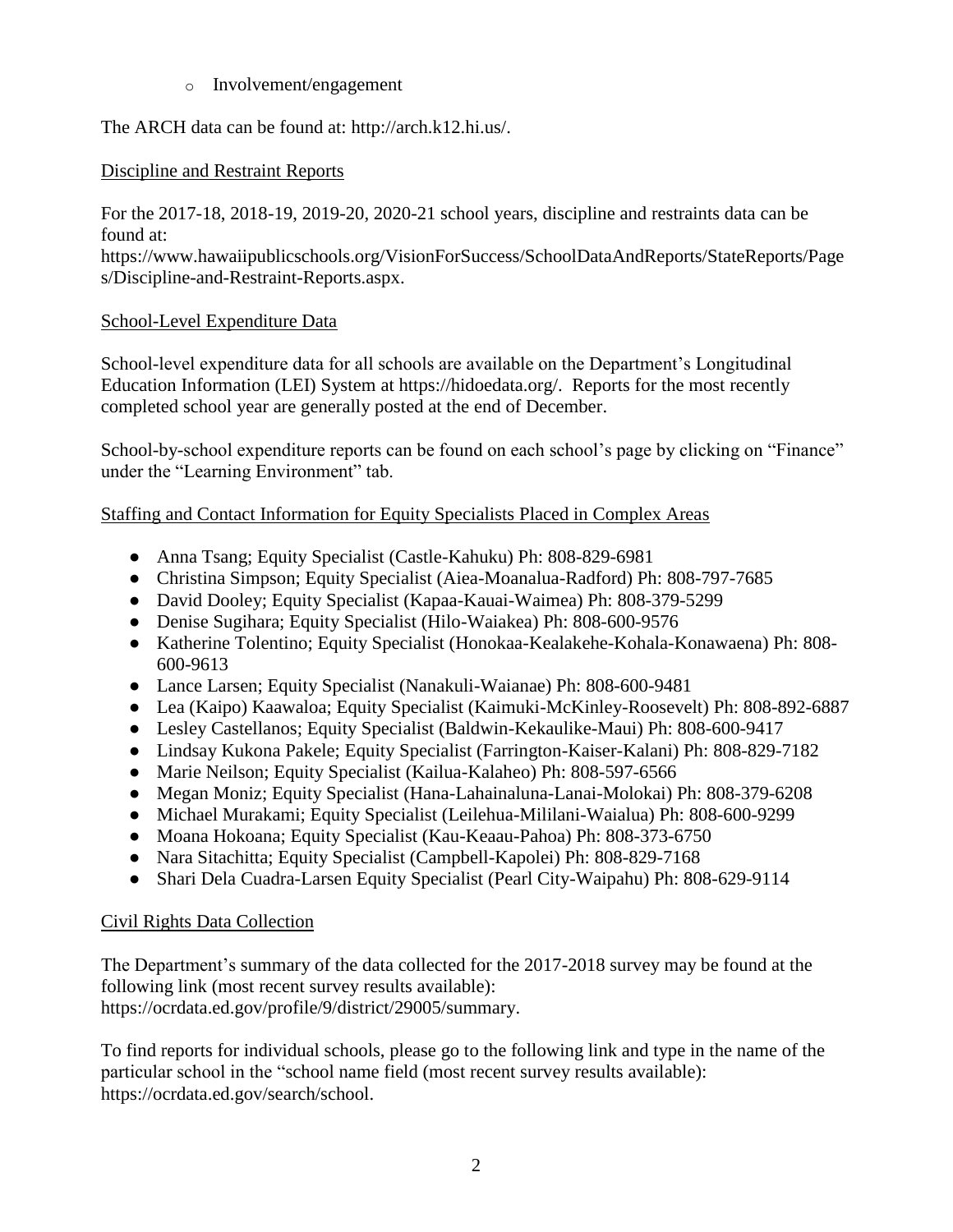- Involvement/engagement

The ARCH data can be found at: http://arch.k12.hi.us/.

Discipline and Restraint Reports

For the 2017-18, 2018-19, 2019-20, 2020-21 school years, discipline and restraints data can be found at:
https://www.hawaiipublicschools.org/VisionForSuccess/SchoolDataAndReports/StateReports/Pages/Discipline-and-Restraint-Reports.aspx.

School-Level Expenditure Data

School-level expenditure data for all schools are available on the Department's Longitudinal Education Information (LEI) System at https://hidoedata.org/. Reports for the most recently completed school year are generally posted at the end of December.

School-by-school expenditure reports can be found on each school's page by clicking on "Finance" under the "Learning Environment" tab.

Staffing and Contact Information for Equity Specialists Placed in Complex Areas

- Anna Tsang; Equity Specialist (Castle-Kahuku) Ph: 808-829-6981
- Christina Simpson; Equity Specialist (Aiea-Moanalua-Radford) Ph: 808-797-7685
- David Dooley; Equity Specialist (Kapaa-Kauai-Waimea) Ph: 808-379-5299
- Denise Sugihara; Equity Specialist (Hilo-Waiakea) Ph: 808-600-9576
- Katherine Tolentino; Equity Specialist (Honokaa-Kealakehe-Kohala-Konawaena) Ph: 808-600-9613
- Lance Larsen; Equity Specialist (Nanakuli-Waianae) Ph: 808-600-9481
- Lea (Kaipo) Kaawaloa; Equity Specialist (Kaimuki-McKinley-Roosevelt) Ph: 808-892-6887
- Lesley Castellanos; Equity Specialist (Baldwin-Kekaulike-Maui) Ph: 808-600-9417
- Lindsay Kukona Pakele; Equity Specialist (Farrington-Kaiser-Kalani) Ph: 808-829-7182
- Marie Neilson; Equity Specialist (Kailua-Kalaheo) Ph: 808-597-6566
- Megan Moniz; Equity Specialist (Hana-Lahainaluna-Lanai-Molokai) Ph: 808-379-6208
- Michael Murakami; Equity Specialist (Leilehua-Mililani-Waialua) Ph: 808-600-9299
- Moana Hokoana; Equity Specialist (Kau-Keaau-Pahoa) Ph: 808-373-6750
- Nara Sitachitta; Equity Specialist (Campbell-Kapolei) Ph: 808-829-7168
- Shari Dela Cuadra-Larsen Equity Specialist (Pearl City-Waipahu) Ph: 808-629-9114

Civil Rights Data Collection

The Department's summary of the data collected for the 2017-2018 survey may be found at the following link (most recent survey results available):
https://ocrdata.ed.gov/profile/9/district/29005/summary.

To find reports for individual schools, please go to the following link and type in the name of the particular school in the "school name field (most recent survey results available):
https://ocrdata.ed.gov/search/school.